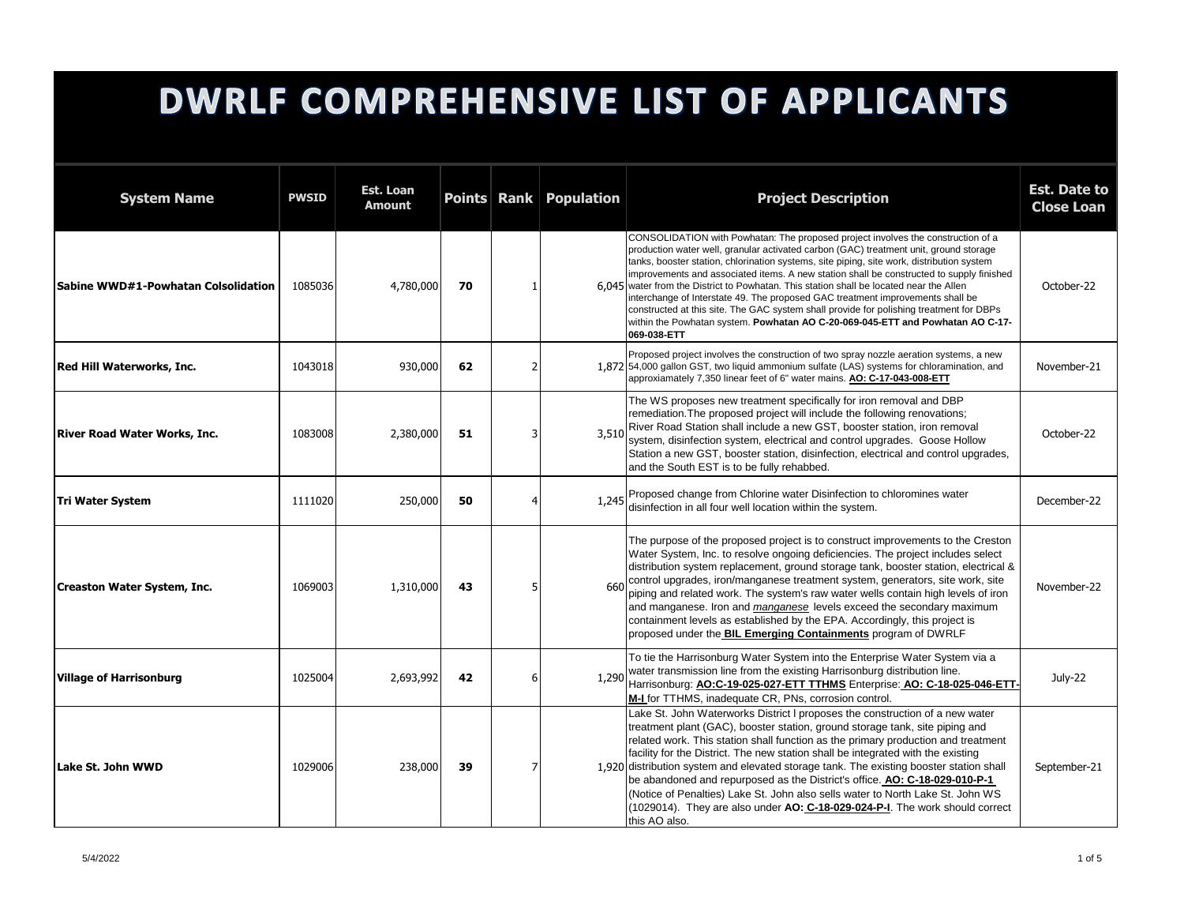# DWRLF COMPREHENSIVE LIST OF APPLICANTS

| System Name | PWSID | Est. Loan Amount | Points | Rank | Population | Project Description | Est. Date to Close Loan |
|---|---|---|---|---|---|---|---|
| **Sabine WWD#1-Powhatan Colsolidation** | 1085036 | 4,780,000 | **70** | 1 | 6,045 | CONSOLIDATION with Powhatan: The proposed project involves the construction of a production water well, granular activated carbon (GAC) treatment unit, ground storage tanks, booster station, chlorination systems, site piping, site work, distribution system improvements and associated items. A new station shall be constructed to supply finished water from the District to Powhatan. This station shall be located near the Allen interchange of Interstate 49. The proposed GAC treatment improvements shall be constructed at this site. The GAC system shall provide for polishing treatment for DBPs within the Powhatan system. **Powhatan AO C-20-069-045-ETT and Powhatan AO C-17-069-038-ETT** | October-22 |
| **Red Hill Waterworks, Inc.** | 1043018 | 930,000 | **62** | 2 | 1,872 | Proposed project involves the construction of two spray nozzle aeration systems, a new 54,000 gallon GST, two liquid ammonium sulfate (LAS) systems for chloramination, and approxiamately 7,350 linear feet of 6" water mains. **AO: C-17-043-008-ETT** | November-21 |
| **River Road Water Works, Inc.** | 1083008 | 2,380,000 | **51** | 3 | 3,510 | The WS proposes new treatment specifically for iron removal and DBP remediation.The proposed project will include the following renovations; River Road Station shall include a new GST, booster station, iron removal system, disinfection system, electrical and control upgrades. Goose Hollow Station a new GST, booster station, disinfection, electrical and control upgrades, and the South EST is to be fully rehabbed. | October-22 |
| **Tri Water System** | 1111020 | 250,000 | **50** | 4 | 1,245 | Proposed change from Chlorine water Disinfection to chloromines water disinfection in all four well location within the system. | December-22 |
| **Creaston Water System, Inc.** | 1069003 | 1,310,000 | **43** | 5 | 660 | The purpose of the proposed project is to construct improvements to the Creston Water System, Inc. to resolve ongoing deficiencies. The project includes select distribution system replacement, ground storage tank, booster station, electrical & control upgrades, iron/manganese treatment system, generators, site work, site piping and related work. The system's raw water wells contain high levels of iron and manganese. Iron and *manganese* levels exceed the secondary maximum containment levels as established by the EPA. Accordingly, this project is proposed under the **BIL Emerging Containments** program of DWRLF | November-22 |
| **Village of Harrisonburg** | 1025004 | 2,693,992 | **42** | 6 | 1,290 | To tie the Harrisonburg Water System into the Enterprise Water System via a water transmission line from the existing Harrisonburg distribution line. Harrisonburg: **AO:C-19-025-027-ETT TTHMS** Enterprise: **AO: C-18-025-046-ETT-M-I** for TTHMS, inadequate CR, PNs, corrosion control. | July-22 |
| **Lake St. John WWD** | 1029006 | 238,000 | **39** | 7 | 1,920 | Lake St. John Waterworks District I proposes the construction of a new water treatment plant (GAC), booster station, ground storage tank, site piping and related work. This station shall function as the primary production and treatment facility for the District. The new station shall be integrated with the existing distribution system and elevated storage tank. The existing booster station shall be abandoned and repurposed as the District's office. **AO: C-18-029-010-P-1** (Notice of Penalties) Lake St. John also sells water to North Lake St. John WS (1029014). They are also under **AO: C-18-029-024-P-I**. The work should correct this AO also. | September-21 |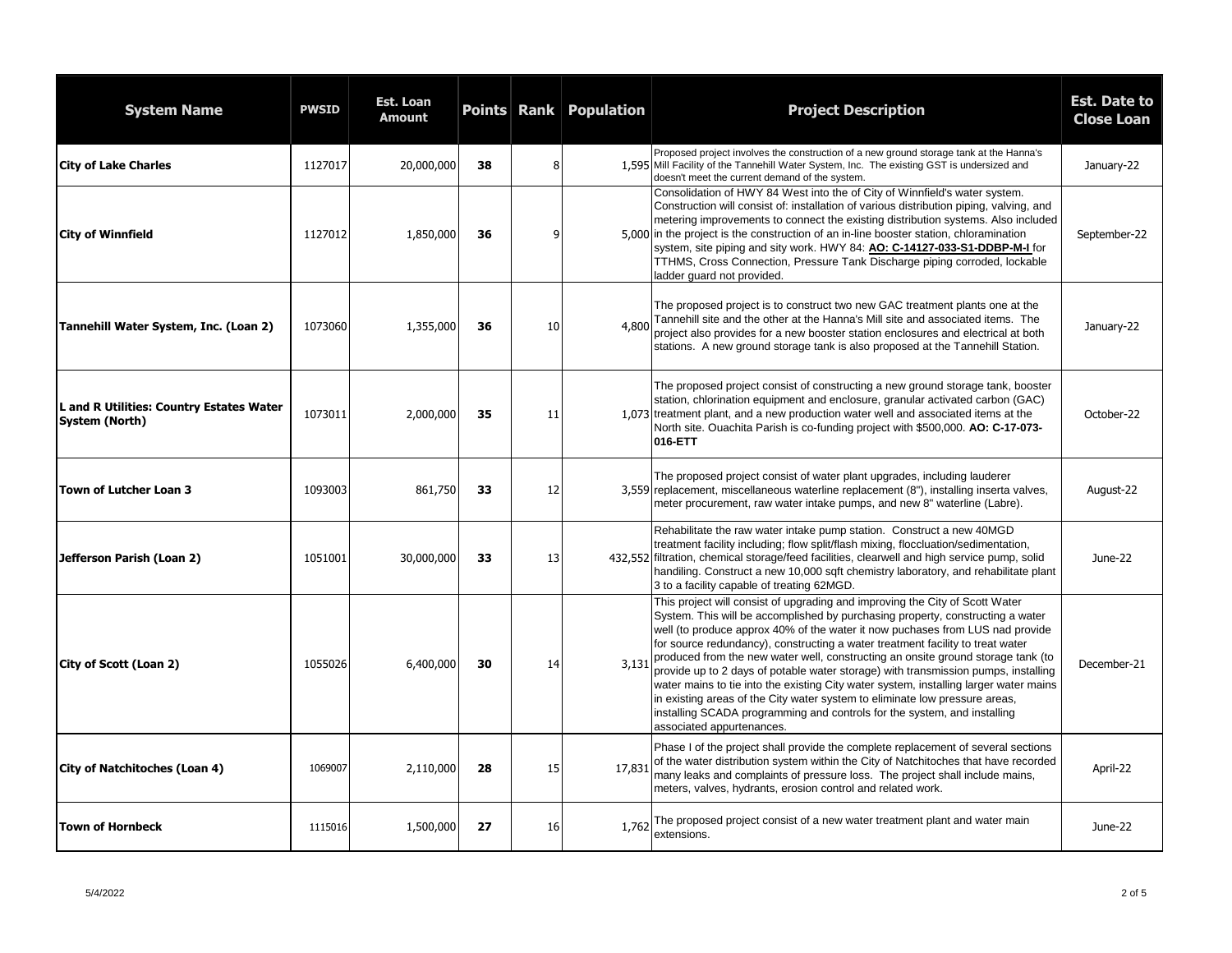| System Name | PWSID | Est. Loan Amount | Points | Rank | Population | Project Description | Est. Date to Close Loan |
|---|---|---|---|---|---|---|---|
| **City of Lake Charles** | 1127017 | 20,000,000 | **38** | 8 | 1,595 | Proposed project involves the construction of a new ground storage tank at the Hanna's Mill Facility of the Tannehill Water System, Inc. The existing GST is undersized and doesn't meet the current demand of the system. | January-22 |
| **City of Winnfield** | 1127012 | 1,850,000 | **36** | 9 | 5,000 | Consolidation of HWY 84 West into the of City of Winnfield's water system. Construction will consist of: installation of various distribution piping, valving, and metering improvements to connect the existing distribution systems. Also included in the project is the construction of an in-line booster station, chloramination system, site piping and sity work. HWY 84: **AO: C-14127-033-S1-DDBP-M-I** for TTHMS, Cross Connection, Pressure Tank Discharge piping corroded, lockable ladder guard not provided. | September-22 |
| **Tannehill Water System, Inc. (Loan 2)** | 1073060 | 1,355,000 | **36** | 10 | 4,800 | The proposed project is to construct two new GAC treatment plants one at the Tannehill site and the other at the Hanna's Mill site and associated items. The project also provides for a new booster station enclosures and electrical at both stations. A new ground storage tank is also proposed at the Tannehill Station. | January-22 |
| **L and R Utilities: Country Estates Water System (North)** | 1073011 | 2,000,000 | **35** | 11 | 1,073 | The proposed project consist of constructing a new ground storage tank, booster station, chlorination equipment and enclosure, granular activated carbon (GAC) treatment plant, and a new production water well and associated items at the North site. Ouachita Parish is co-funding project with $500,000. **AO: C-17-073-016-ETT** | October-22 |
| **Town of Lutcher Loan 3** | 1093003 | 861,750 | **33** | 12 | 3,559 | The proposed project consist of water plant upgrades, including lauderer replacement, miscellaneous waterline replacement (8"), installing inserta valves, meter procurement, raw water intake pumps, and new 8" waterline (Labre). | August-22 |
| **Jefferson Parish (Loan 2)** | 1051001 | 30,000,000 | **33** | 13 | 432,552 | Rehabilitate the raw water intake pump station. Construct a new 40MGD treatment facility including; flow split/flash mixing, floccluation/sedimentation, filtration, chemical storage/feed facilities, clearwell and high service pump, solid handiling. Construct a new 10,000 sqft chemistry laboratory, and rehabilitate plant 3 to a facility capable of treating 62MGD. | June-22 |
| **City of Scott (Loan 2)** | 1055026 | 6,400,000 | **30** | 14 | 3,131 | This project will consist of upgrading and improving the City of Scott Water System. This will be accomplished by purchasing property, constructing a water well (to produce approx 40% of the water it now puchases from LUS nad provide for source redundancy), constructing a water treatment facility to treat water produced from the new water well, constructing an onsite ground storage tank (to provide up to 2 days of potable water storage) with transmission pumps, installing water mains to tie into the existing City water system, installing larger water mains in existing areas of the City water system to eliminate low pressure areas, installing SCADA programming and controls for the system, and installing associated appurtenances. | December-21 |
| **City of Natchitoches (Loan 4)** | 1069007 | 2,110,000 | **28** | 15 | 17,831 | Phase I of the project shall provide the complete replacement of several sections of the water distribution system within the City of Natchitoches that have recorded many leaks and complaints of pressure loss. The project shall include mains, meters, valves, hydrants, erosion control and related work. | April-22 |
| **Town of Hornbeck** | 1115016 | 1,500,000 | **27** | 16 | 1,762 | The proposed project consist of a new water treatment plant and water main extensions. | June-22 |

5/4/2022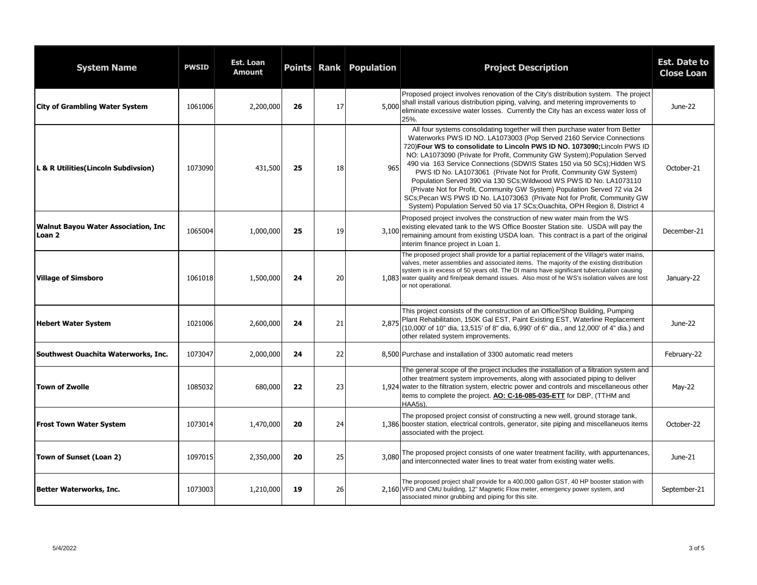| System Name | PWSID | Est. Loan Amount | Points | Rank | Population | Project Description | Est. Date to Close Loan |
|---|---|---|---|---|---|---|---|
| **City of Grambling Water System** | 1061006 | 2,200,000 | **26** | 17 | 5,000 | Proposed project involves renovation of the City's distribution system. The project shall install various distribution piping, valving, and metering improvements to eliminate excessive water losses. Currently the City has an excess water loss of 25%. | June-22 |
| **L & R Utilities(Lincoln Subdivsion)** | 1073090 | 431,500 | **25** | 18 | 965 | All four systems consolidating together will then purchase water from Better Waterworks PWS ID NO. LA1073003 (Pop Served 2160 Service Connections 720)**Four WS to consolidate to Lincoln PWS ID NO. 1073090;**Lincoln PWS ID NO: LA1073090 (Private for Profit, Community GW System);Population Served 490 via 163 Service Connections (SDWIS States 150 via 50 SCs);Hidden WS PWS ID No. LA1073061 (Private Not for Profit, Community GW System) Population Served 390 via 130 SCs;Wildwood WS PWS ID No. LA1073110 (Private Not for Profit, Community GW System) Population Served 72 via 24 SCs;Pecan WS PWS ID No. LA1073063 (Private Not for Profit, Community GW System) Population Served 50 via 17 SCs;Ouachita, OPH Region 8, District 4 | October-21 |
| **Walnut Bayou Water Association, Inc Loan 2** | 1065004 | 1,000,000 | **25** | 19 | 3,100 | Proposed project involves the construction of new water main from the WS existing elevated tank to the WS Office Booster Station site. USDA will pay the remaining amount from existing USDA loan. This contract is a part of the original interim finance project in Loan 1. | December-21 |
| **Village of Simsboro** | 1061018 | 1,500,000 | **24** | 20 | 1,083 | The proposed project shall provide for a partial replacement of the Village's water mains, valves, meter assemblies and associated items. The majority of the existing distribution system is in excess of 50 years old. The DI mains have significant tuberculation causing water quality and fire/peak demand issues. Also most of he WS's isolation valves are lost or not operational. . | January-22 |
| **Hebert Water System** | 1021006 | 2,600,000 | **24** | 21 | 2,875 | This project consists of the construction of an Office/Shop Building, Pumping Plant Rehabilitation, 150K Gal EST, Paint Existing EST, Waterline Replacement (10,000' of 10" dia, 13,515' of 8" dia, 6,990' of 6" dia., and 12,000' of 4" dia.) and other related system improvements. | June-22 |
| **Southwest Ouachita Waterworks, Inc.** | 1073047 | 2,000,000 | **24** | 22 | 8,500 | Purchase and installation of 3300 automatic read meters | February-22 |
| **Town of Zwolle** | 1085032 | 680,000 | **22** | 23 | 1,924 | The general scope of the project includes the installation of a filtration system and other treatment system improvements, along with associated piping to deliver water to the filtration system, electric power and controls and miscellaneous other items to complete the project. **AO: C-16-085-035-ETT** for DBP, (TTHM and HAA5s). | May-22 |
| **Frost Town Water System** | 1073014 | 1,470,000 | **20** | 24 | 1,386 | The proposed project consist of constructing a new well, ground storage tank, booster station, electrical controls, generator, site piping and miscellaneuos items associated with the project. | October-22 |
| **Town of Sunset (Loan 2)** | 1097015 | 2,350,000 | **20** | 25 | 3,080 | The proposed project consists of one water treatment facility, with appurtenances, and interconnected water lines to treat water from existing water wells. | June-21 |
| **Better Waterworks, Inc.** | 1073003 | 1,210,000 | **19** | 26 | 2,160 | The proposed project shall provide for a 400,000 gallon GST, 40 HP booster station with VFD and CMU building, 12" Magnetic Flow meter, emergency power system, and associated minor grubbing and piping for this site. | September-21 |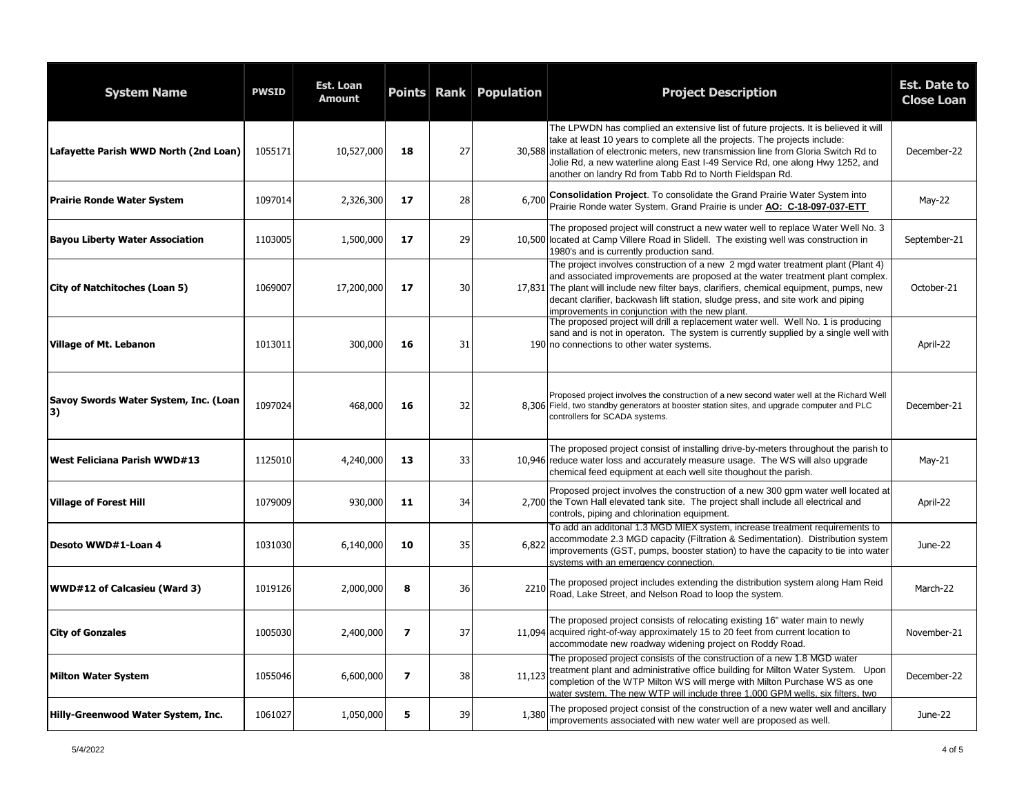| System Name | PWSID | Est. Loan Amount | Points | Rank | Population | Project Description | Est. Date to Close Loan |
|---|---|---|---|---|---|---|---|
| **Lafayette Parish WWD North (2nd Loan)** | 1055171 | 10,527,000 | **18** | 27 | 30,588 | The LPWDN has complied an extensive list of future projects. It is believed it will take at least 10 years to complete all the projects. The projects include: installation of electronic meters, new transmission line from Gloria Switch Rd to Jolie Rd, a new waterline along East I-49 Service Rd, one along Hwy 1252, and another on landry Rd from Tabb Rd to North Fieldspan Rd. | December-22 |
| **Prairie Ronde Water System** | 1097014 | 2,326,300 | **17** | 28 | 6,700 | **Consolidation Project**. To consolidate the Grand Prairie Water System into Prairie Ronde water System. Grand Prairie is under **AO: C-18-097-037-ETT** | May-22 |
| **Bayou Liberty Water Association** | 1103005 | 1,500,000 | **17** | 29 | 10,500 | The proposed project will construct a new water well to replace Water Well No. 3 located at Camp Villere Road in Slidell. The existing well was construction in 1980's and is currently production sand. | September-21 |
| **City of Natchitoches (Loan 5)** | 1069007 | 17,200,000 | **17** | 30 | 17,831 | The project involves construction of a new 2 mgd water treatment plant (Plant 4) and associated improvements are proposed at the water treatment plant complex. The plant will include new filter bays, clarifiers, chemical equipment, pumps, new decant clarifier, backwash lift station, sludge press, and site work and piping improvements in conjunction with the new plant. | October-21 |
| **Village of Mt. Lebanon** | 1013011 | 300,000 | **16** | 31 | 190 | The proposed project will drill a replacement water well. Well No. 1 is producing sand and is not in operaton. The system is currently supplied by a single well with no connections to other water systems. | April-22 |
| **Savoy Swords Water System, Inc. (Loan 3)** | 1097024 | 468,000 | **16** | 32 | 8,306 | Proposed project involves the construction of a new second water well at the Richard Well Field, two standby generators at booster station sites, and upgrade computer and PLC controllers for SCADA systems. | December-21 |
| **West Feliciana Parish WWD#13** | 1125010 | 4,240,000 | **13** | 33 | 10,946 | The proposed project consist of installing drive-by-meters throughout the parish to reduce water loss and accurately measure usage. The WS will also upgrade chemical feed equipment at each well site thoughout the parish. | May-21 |
| **Village of Forest Hill** | 1079009 | 930,000 | **11** | 34 | 2,700 | Proposed project involves the construction of a new 300 gpm water well located at the Town Hall elevated tank site. The project shall include all electrical and controls, piping and chlorination equipment. | April-22 |
| **Desoto WWD#1-Loan 4** | 1031030 | 6,140,000 | **10** | 35 | 6,822 | To add an additonal 1.3 MGD MIEX system, increase treatment requirements to accommodate 2.3 MGD capacity (Filtration & Sedimentation). Distribution system improvements (GST, pumps, booster station) to have the capacity to tie into water systems with an emergency connection. | June-22 |
| **WWD#12 of Calcasieu (Ward 3)** | 1019126 | 2,000,000 | **8** | 36 | 2210 | The proposed project includes extending the distribution system along Ham Reid Road, Lake Street, and Nelson Road to loop the system. | March-22 |
| **City of Gonzales** | 1005030 | 2,400,000 | **7** | 37 | 11,094 | The proposed project consists of relocating existing 16" water main to newly acquired right-of-way approximately 15 to 20 feet from current location to accommodate new roadway widening project on Roddy Road. | November-21 |
| **Milton Water System** | 1055046 | 6,600,000 | **7** | 38 | 11,123 | The proposed project consists of the construction of a new 1.8 MGD water treatment plant and administrative office building for Milton Water System. Upon completion of the WTP Milton WS will merge with Milton Purchase WS as one water system. The new WTP will include three 1,000 GPM wells, six filters, two | December-22 |
| **Hilly-Greenwood Water System, Inc.** | 1061027 | 1,050,000 | **5** | 39 | 1,380 | The proposed project consist of the construction of a new water well and ancillary improvements associated with new water well are proposed as well. | June-22 |

5/4/2022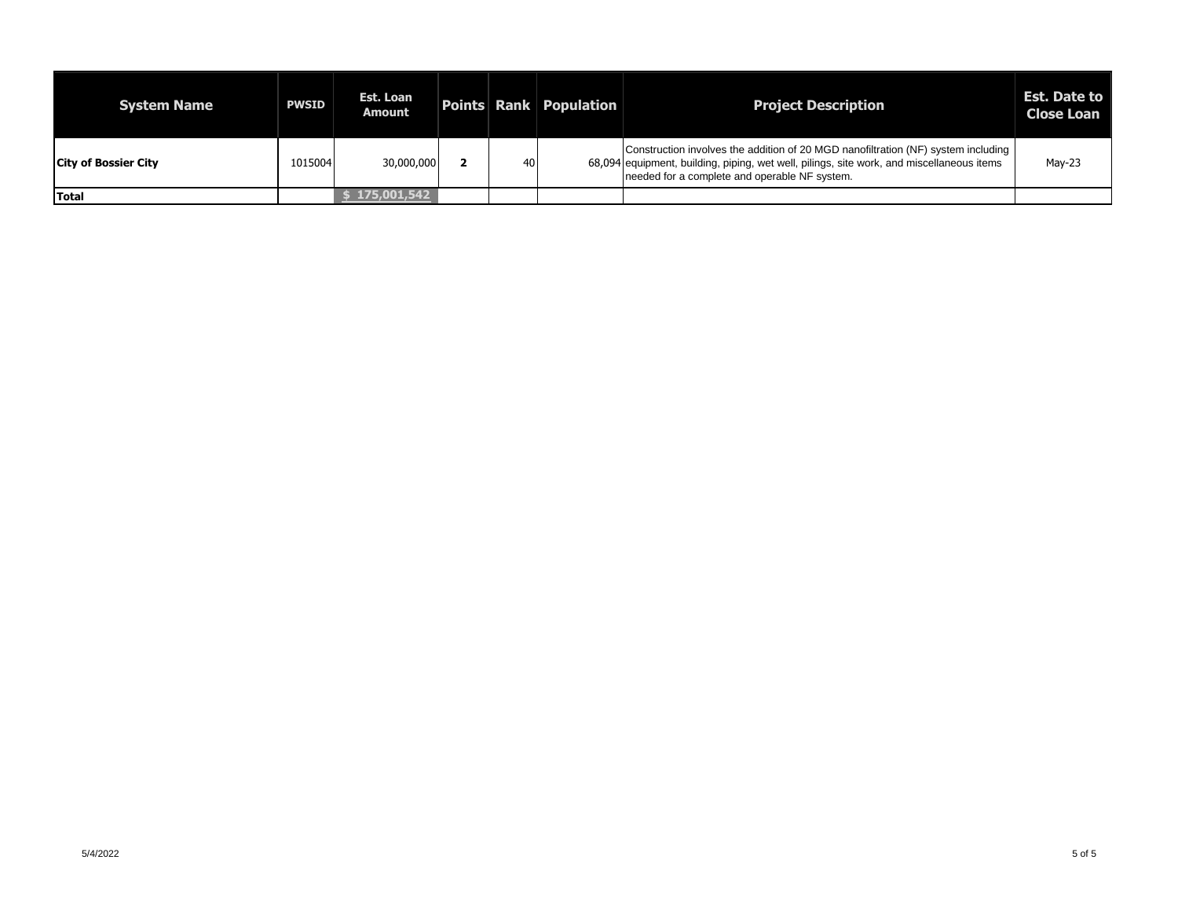| System Name | PWSID | Est. Loan Amount | Points | Rank | Population | Project Description | Est. Date to Close Loan |
|---|---|---|---|---|---|---|---|
| **City of Bossier City** | 1015004 | 30,000,000 | **2** | 40 | 68,094 | Construction involves the addition of 20 MGD nanofiltration (NF) system including equipment, building, piping, wet well, pilings, site work, and miscellaneous items needed for a complete and operable NF system. | May-23 |
| **Total** | | $ 175,001,542 | | | | | |

5/4/2022